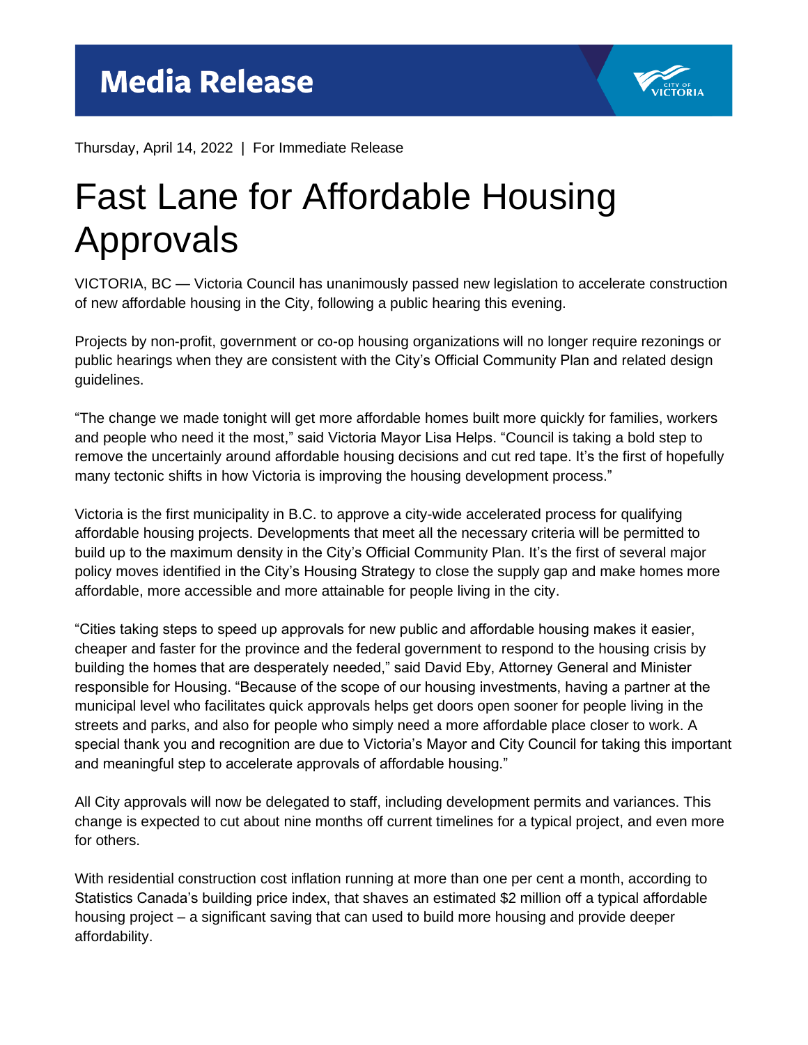# Media Release

Thursday, April 14, 2022 | For Immediate Release

# Fast Lane for Affordable Housing Approvals

VICTORIA, BC — Victoria Council has unanimously passed new legislation to accelerate construction of new affordable housing in the City, following a public hearing this evening.

Projects by non-profit, government or co-op housing organizations will no longer require rezonings or public hearings when they are consistent with the City's Official Community Plan and related design guidelines.

"The change we made tonight will get more affordable homes built more quickly for families, workers and people who need it the most," said Victoria Mayor Lisa Helps. "Council is taking a bold step to remove the uncertainly around affordable housing decisions and cut red tape. It's the first of hopefully many tectonic shifts in how Victoria is improving the housing development process."

Victoria is the first municipality in B.C. to approve a city-wide accelerated process for qualifying affordable housing projects. Developments that meet all the necessary criteria will be permitted to build up to the maximum density in the City's Official Community Plan. It's the first of several major policy moves identified in the City's Housing Strategy to close the supply gap and make homes more affordable, more accessible and more attainable for people living in the city.

"Cities taking steps to speed up approvals for new public and affordable housing makes it easier, cheaper and faster for the province and the federal government to respond to the housing crisis by building the homes that are desperately needed," said David Eby, Attorney General and Minister responsible for Housing. "Because of the scope of our housing investments, having a partner at the municipal level who facilitates quick approvals helps get doors open sooner for people living in the streets and parks, and also for people who simply need a more affordable place closer to work. A special thank you and recognition are due to Victoria's Mayor and City Council for taking this important and meaningful step to accelerate approvals of affordable housing."

All City approvals will now be delegated to staff, including development permits and variances. This change is expected to cut about nine months off current timelines for a typical project, and even more for others.

With residential construction cost inflation running at more than one per cent a month, according to Statistics Canada's building price index, that shaves an estimated $2 million off a typical affordable housing project – a significant saving that can used to build more housing and provide deeper affordability.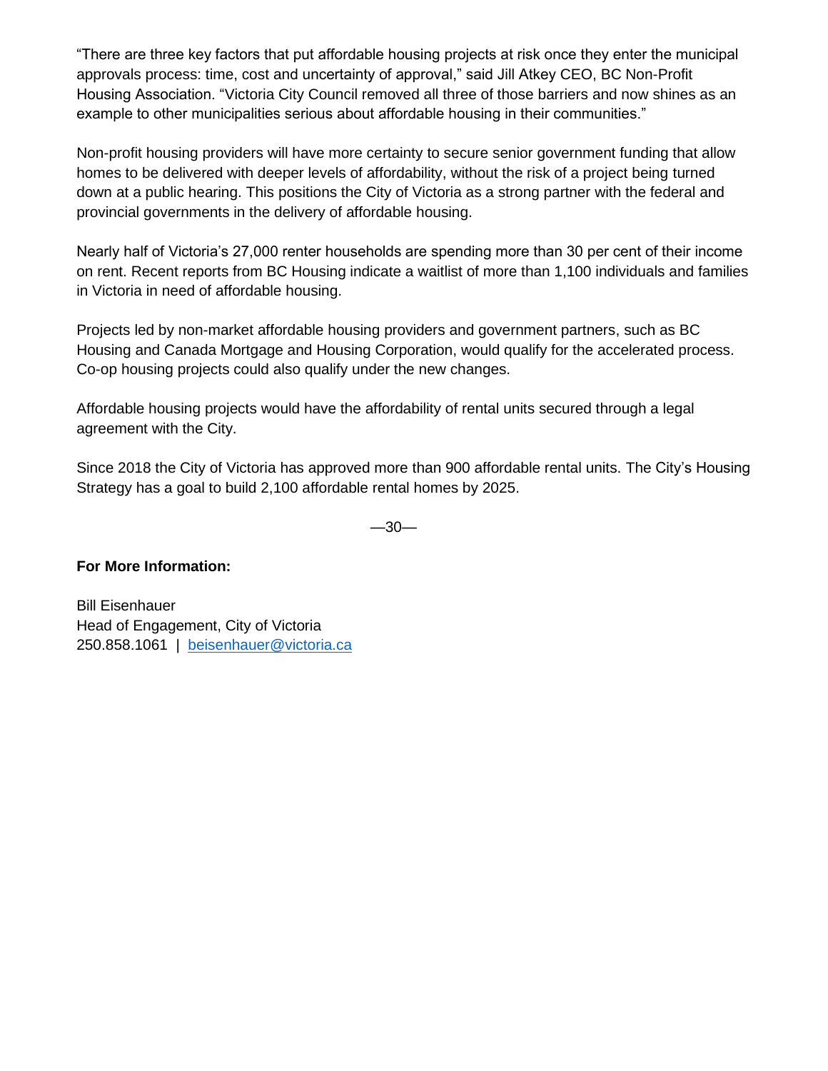"There are three key factors that put affordable housing projects at risk once they enter the municipal approvals process: time, cost and uncertainty of approval," said Jill Atkey CEO, BC Non-Profit Housing Association. "Victoria City Council removed all three of those barriers and now shines as an example to other municipalities serious about affordable housing in their communities."

Non-profit housing providers will have more certainty to secure senior government funding that allow homes to be delivered with deeper levels of affordability, without the risk of a project being turned down at a public hearing. This positions the City of Victoria as a strong partner with the federal and provincial governments in the delivery of affordable housing.

Nearly half of Victoria's 27,000 renter households are spending more than 30 per cent of their income on rent. Recent reports from BC Housing indicate a waitlist of more than 1,100 individuals and families in Victoria in need of affordable housing.

Projects led by non-market affordable housing providers and government partners, such as BC Housing and Canada Mortgage and Housing Corporation, would qualify for the accelerated process. Co-op housing projects could also qualify under the new changes.

Affordable housing projects would have the affordability of rental units secured through a legal agreement with the City.

Since 2018 the City of Victoria has approved more than 900 affordable rental units. The City's Housing Strategy has a goal to build 2,100 affordable rental homes by 2025.

—30—

**For More Information:**

Bill Eisenhauer
Head of Engagement, City of Victoria
250.858.1061 | beisenhauer@victoria.ca